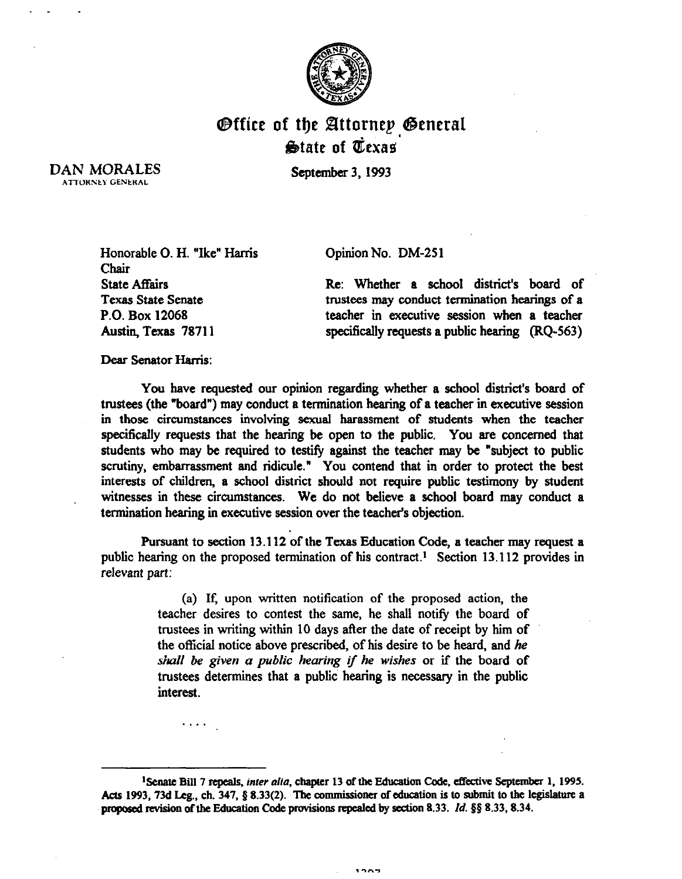# Office of the Attorney General
## State of Texas

DAN MORALES
ATTORNEY GENERAL

September 3, 1993

Honorable O. H. "Ike" Harris
Chair
State Affairs
Texas State Senate
P.O. Box 12068
Austin, Texas 78711

Opinion No. DM-251

Re: Whether a school district's board of trustees may conduct termination hearings of a teacher in executive session when a teacher specifically requests a public hearing (RQ-563)

Dear Senator Harris:

You have requested our opinion regarding whether a school district's board of trustees (the "board") may conduct a termination hearing of a teacher in executive session in those circumstances involving sexual harassment of students when the teacher specifically requests that the hearing be open to the public. You are concerned that students who may be required to testify against the teacher may be "subject to public scrutiny, embarrassment and ridicule." You contend that in order to protect the best interests of children, a school district should not require public testimony by student witnesses in these circumstances. We do not believe a school board may conduct a termination hearing in executive session over the teacher's objection.

Pursuant to section 13.112 of the Texas Education Code, a teacher may request a public hearing on the proposed termination of his contract.[1] Section 13.112 provides in relevant part:

> (a) If, upon written notification of the proposed action, the teacher desires to contest the same, he shall notify the board of trustees in writing within 10 days after the date of receipt by him of the official notice above prescribed, of his desire to be heard, and *he shall be given a public hearing if he wishes* or if the board of trustees determines that a public hearing is necessary in the public interest.
>
> . . . .

[1]Senate Bill 7 repeals, *inter alia*, chapter 13 of the Education Code, effective September 1, 1995. Acts 1993, 73d Leg., ch. 347, § 8.33(2). The commissioner of education is to submit to the legislature a proposed revision of the Education Code provisions repealed by section 8.33. *Id.* §§ 8.33, 8.34.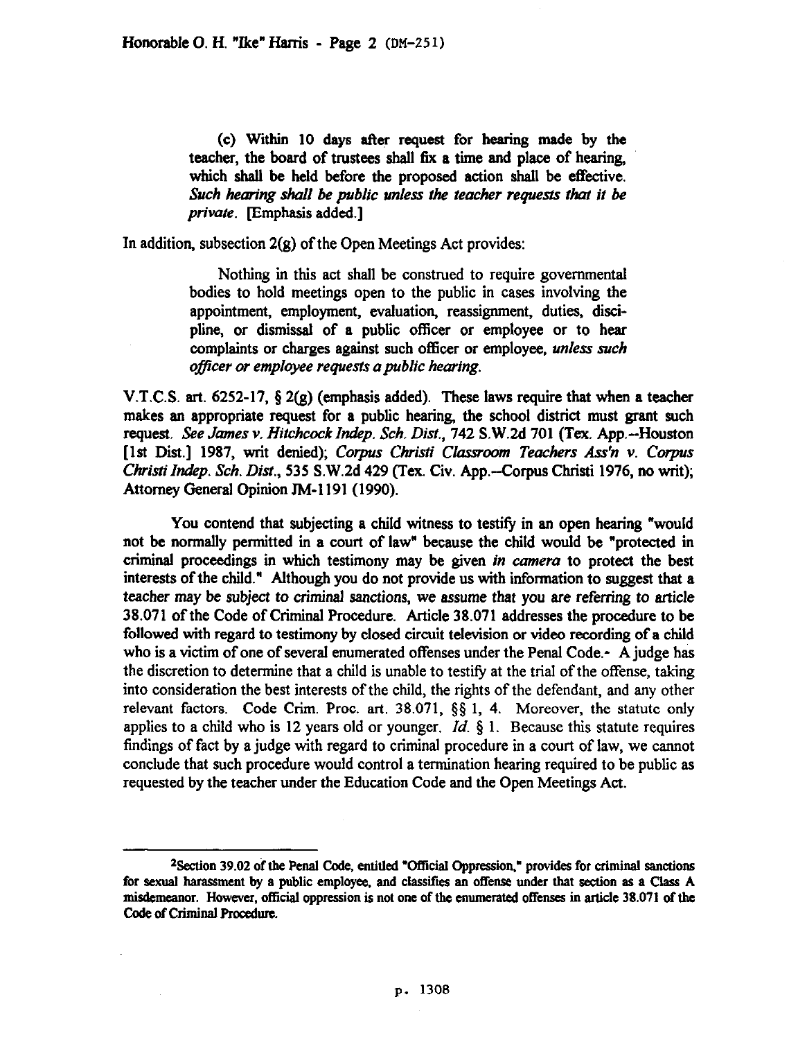(c) Within 10 days after request for hearing made by the teacher, the board of trustees shall fix a time and place of hearing, which shall be held before the proposed action shall be effective. *Such hearing shall be public unless the teacher requests that it be private.* [Emphasis added.]

In addition, subsection 2(g) of the Open Meetings Act provides:

> Nothing in this act shall be construed to require governmental bodies to hold meetings open to the public in cases involving the appointment, employment, evaluation, reassignment, duties, discipline, or dismissal of a public officer or employee or to hear complaints or charges against such officer or employee, *unless such officer or employee requests a public hearing.*

V.T.C.S. art. 6252-17, § 2(g) (emphasis added). These laws require that when a teacher makes an appropriate request for a public hearing, the school district must grant such request. *See James v. Hitchcock Indep. Sch. Dist.*, 742 S.W.2d 701 (Tex. App.--Houston [1st Dist.] 1987, writ denied); *Corpus Christi Classroom Teachers Ass'n v. Corpus Christi Indep. Sch. Dist.*, 535 S.W.2d 429 (Tex. Civ. App.--Corpus Christi 1976, no writ); Attorney General Opinion JM-1191 (1990).

You contend that subjecting a child witness to testify in an open hearing "would not be normally permitted in a court of law" because the child would be "protected in criminal proceedings in which testimony may be given *in camera* to protect the best interests of the child." Although you do not provide us with information to suggest that a teacher may be subject to criminal sanctions, we assume that you are referring to article 38.071 of the Code of Criminal Procedure. Article 38.071 addresses the procedure to be followed with regard to testimony by closed circuit television or video recording of a child who is a victim of one of several enumerated offenses under the Penal Code.[2] A judge has the discretion to determine that a child is unable to testify at the trial of the offense, taking into consideration the best interests of the child, the rights of the defendant, and any other relevant factors. Code Crim. Proc. art. 38.071, §§ 1, 4. Moreover, the statute only applies to a child who is 12 years old or younger. *Id.* § 1. Because this statute requires findings of fact by a judge with regard to criminal procedure in a court of law, we cannot conclude that such procedure would control a termination hearing required to be public as requested by the teacher under the Education Code and the Open Meetings Act.

---

[2]Section 39.02 of the Penal Code, entitled "Official Oppression," provides for criminal sanctions for sexual harassment by a public employee, and classifies an offense under that section as a Class A misdemeanor. However, official oppression is not one of the enumerated offenses in article 38.071 of the Code of Criminal Procedure.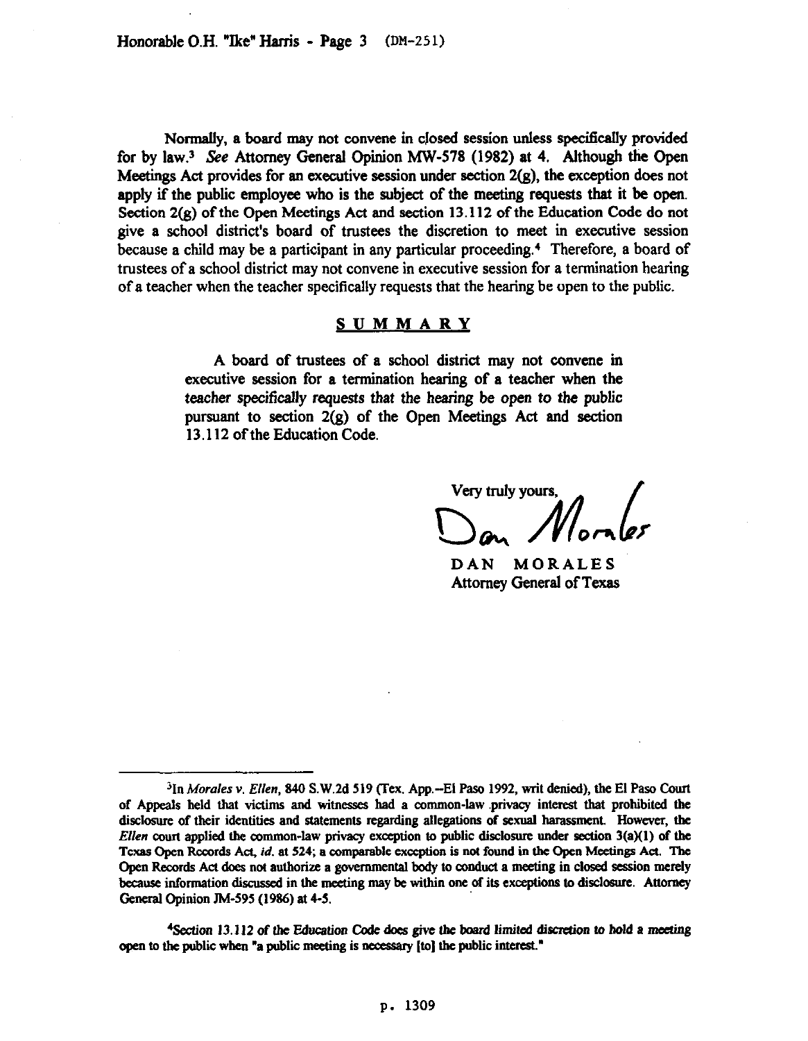Normally, a board may not convene in closed session unless specifically provided for by law.[3] *See* Attorney General Opinion MW-578 (1982) at 4. Although the Open Meetings Act provides for an executive session under section 2(g), the exception does not apply if the public employee who is the subject of the meeting requests that it be open. Section 2(g) of the Open Meetings Act and section 13.112 of the Education Code do not give a school district's board of trustees the discretion to meet in executive session because a child may be a participant in any particular proceeding.[4] Therefore, a board of trustees of a school district may not convene in executive session for a termination hearing of a teacher when the teacher specifically requests that the hearing be open to the public.

## SUMMARY

A board of trustees of a school district may not convene in executive session for a termination hearing of a teacher when the teacher specifically requests that the hearing be open to the public pursuant to section 2(g) of the Open Meetings Act and section 13.112 of the Education Code.

Very truly yours,

Dan Morales

DAN MORALES
Attorney General of Texas

---

[3]In *Morales v. Ellen*, 840 S.W.2d 519 (Tex. App.--El Paso 1992, writ denied), the El Paso Court of Appeals held that victims and witnesses had a common-law privacy interest that prohibited the disclosure of their identities and statements regarding allegations of sexual harassment. However, the *Ellen* court applied the common-law privacy exception to public disclosure under section 3(a)(1) of the Texas Open Records Act, *id.* at 524; a comparable exception is not found in the Open Meetings Act. The Open Records Act does not authorize a governmental body to conduct a meeting in closed session merely because information discussed in the meeting may be within one of its exceptions to disclosure. Attorney General Opinion JM-595 (1986) at 4-5.

[4]Section 13.112 of the Education Code does give the board limited discretion to hold a meeting open to the public when "a public meeting is necessary [to] the public interest."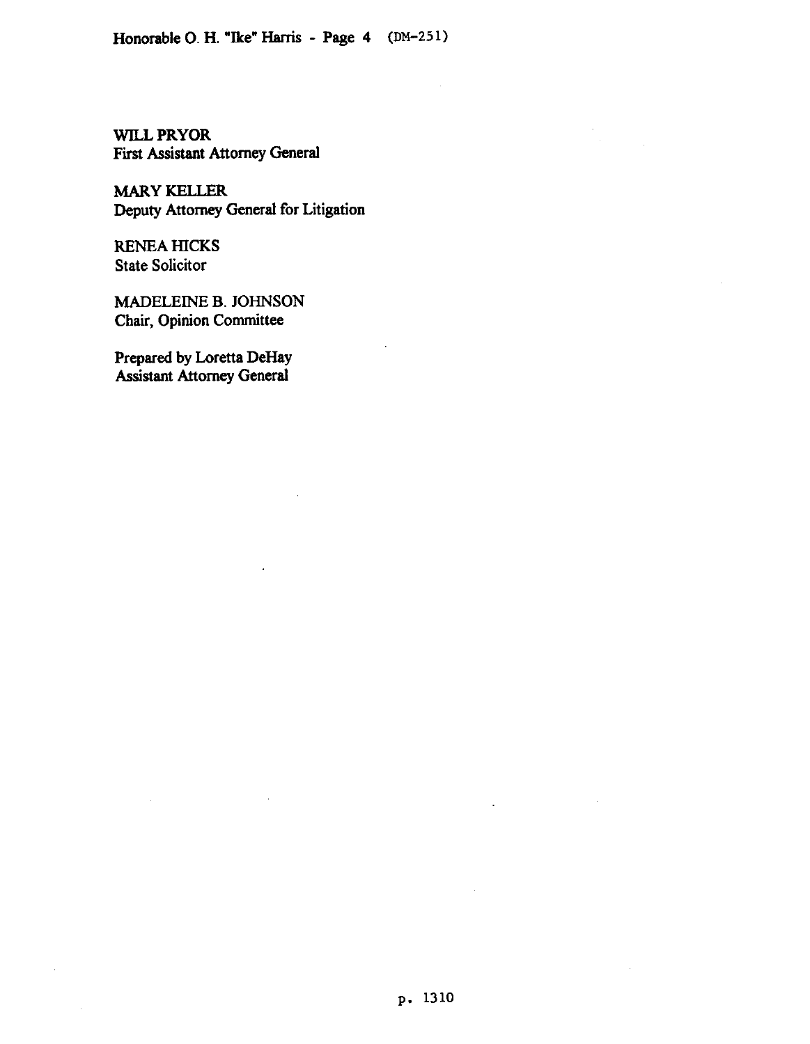WILL PRYOR
First Assistant Attorney General

MARY KELLER
Deputy Attorney General for Litigation

RENEA HICKS
State Solicitor

MADELEINE B. JOHNSON
Chair, Opinion Committee

Prepared by Loretta DeHay
Assistant Attorney General